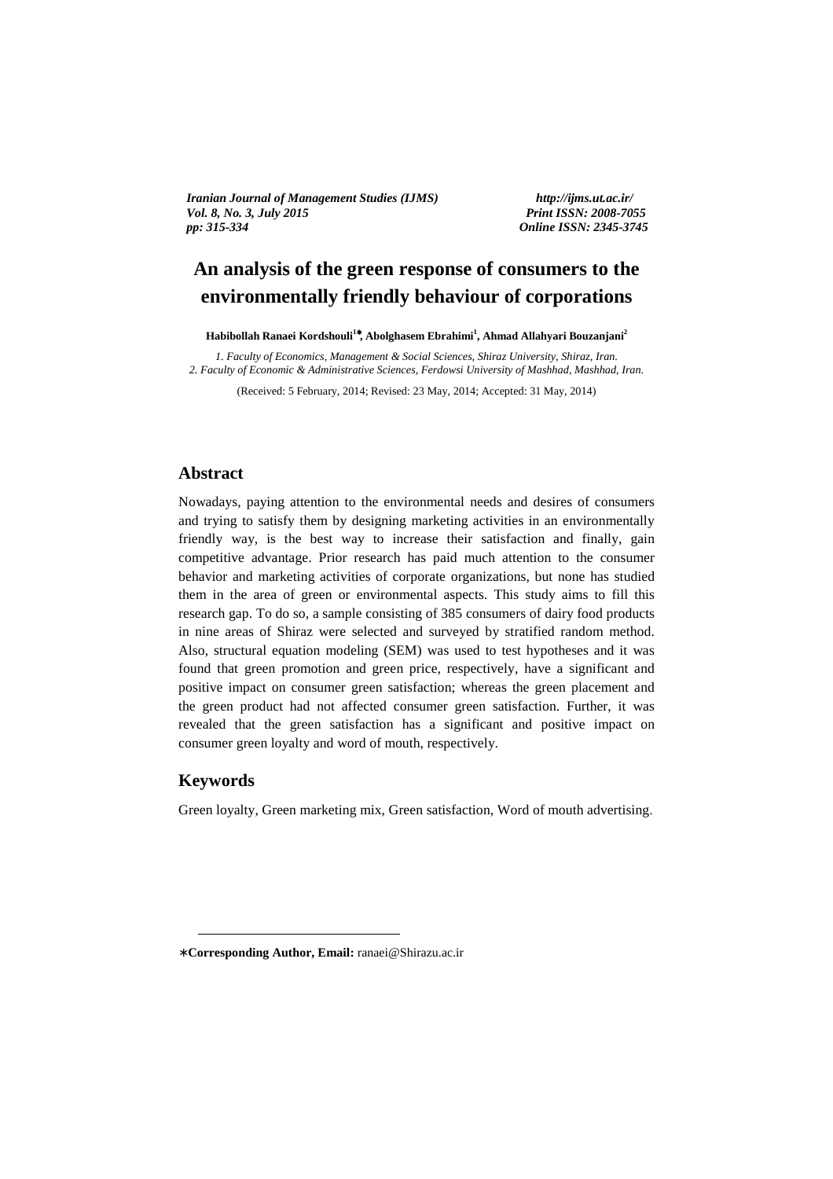# An analysis of the green response of consumers to the environmentally friendly behaviour of corporations

**Habibollah Ranaei Kordshouli[1]*, Abolghasem Ebrahimi[1], Ahmad Allahyari Bouzanjani[2]**

*1. Faculty of Economics, Management & Social Sciences, Shiraz University, Shiraz, Iran.*
*2. Faculty of Economic & Administrative Sciences, Ferdowsi University of Mashhad, Mashhad, Iran.*

(Received: 5 February, 2014; Revised: 23 May, 2014; Accepted: 31 May, 2014)

## Abstract

Nowadays, paying attention to the environmental needs and desires of consumers and trying to satisfy them by designing marketing activities in an environmentally friendly way, is the best way to increase their satisfaction and finally, gain competitive advantage. Prior research has paid much attention to the consumer behavior and marketing activities of corporate organizations, but none has studied them in the area of green or environmental aspects. This study aims to fill this research gap. To do so, a sample consisting of 385 consumers of dairy food products in nine areas of Shiraz were selected and surveyed by stratified random method. Also, structural equation modeling (SEM) was used to test hypotheses and it was found that green promotion and green price, respectively, have a significant and positive impact on consumer green satisfaction; whereas the green placement and the green product had not affected consumer green satisfaction. Further, it was revealed that the green satisfaction has a significant and positive impact on consumer green loyalty and word of mouth, respectively.

## Keywords

Green loyalty, Green marketing mix, Green satisfaction, Word of mouth advertising.

---

∗**Corresponding Author, Email:** ranaei@Shirazu.ac.ir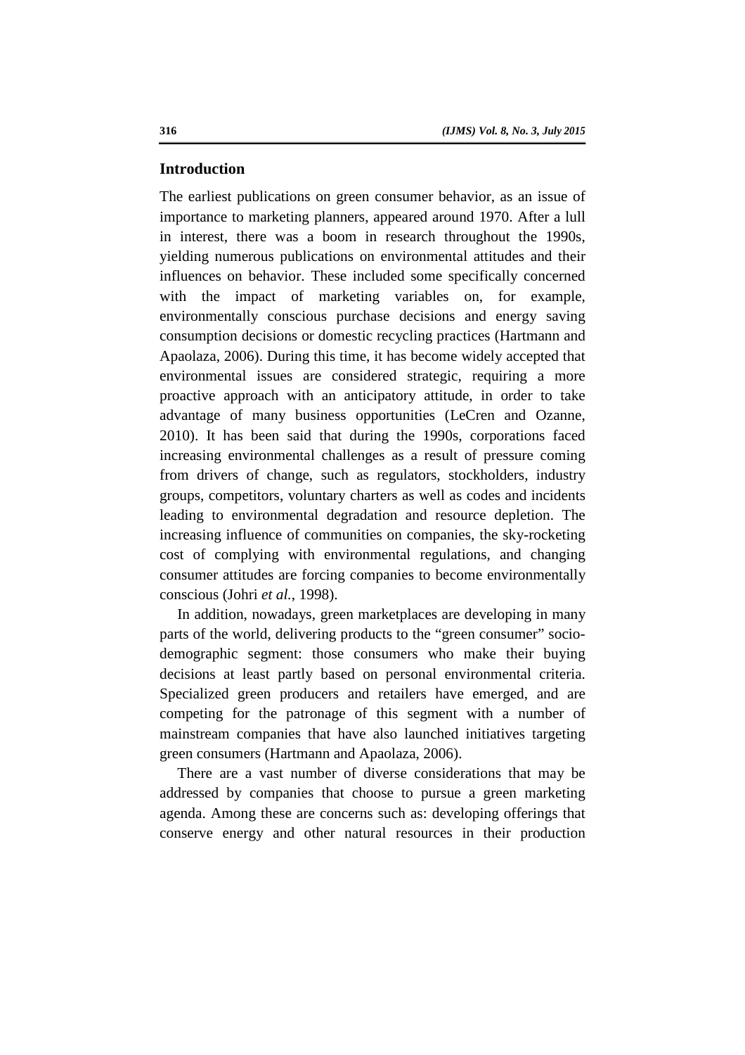## Introduction

The earliest publications on green consumer behavior, as an issue of importance to marketing planners, appeared around 1970. After a lull in interest, there was a boom in research throughout the 1990s, yielding numerous publications on environmental attitudes and their influences on behavior. These included some specifically concerned with the impact of marketing variables on, for example, environmentally conscious purchase decisions and energy saving consumption decisions or domestic recycling practices (Hartmann and Apaolaza, 2006). During this time, it has become widely accepted that environmental issues are considered strategic, requiring a more proactive approach with an anticipatory attitude, in order to take advantage of many business opportunities (LeCren and Ozanne, 2010). It has been said that during the 1990s, corporations faced increasing environmental challenges as a result of pressure coming from drivers of change, such as regulators, stockholders, industry groups, competitors, voluntary charters as well as codes and incidents leading to environmental degradation and resource depletion. The increasing influence of communities on companies, the sky-rocketing cost of complying with environmental regulations, and changing consumer attitudes are forcing companies to become environmentally conscious (Johri *et al.*, 1998).

In addition, nowadays, green marketplaces are developing in many parts of the world, delivering products to the "green consumer" socio-demographic segment: those consumers who make their buying decisions at least partly based on personal environmental criteria. Specialized green producers and retailers have emerged, and are competing for the patronage of this segment with a number of mainstream companies that have also launched initiatives targeting green consumers (Hartmann and Apaolaza, 2006).

There are a vast number of diverse considerations that may be addressed by companies that choose to pursue a green marketing agenda. Among these are concerns such as: developing offerings that conserve energy and other natural resources in their production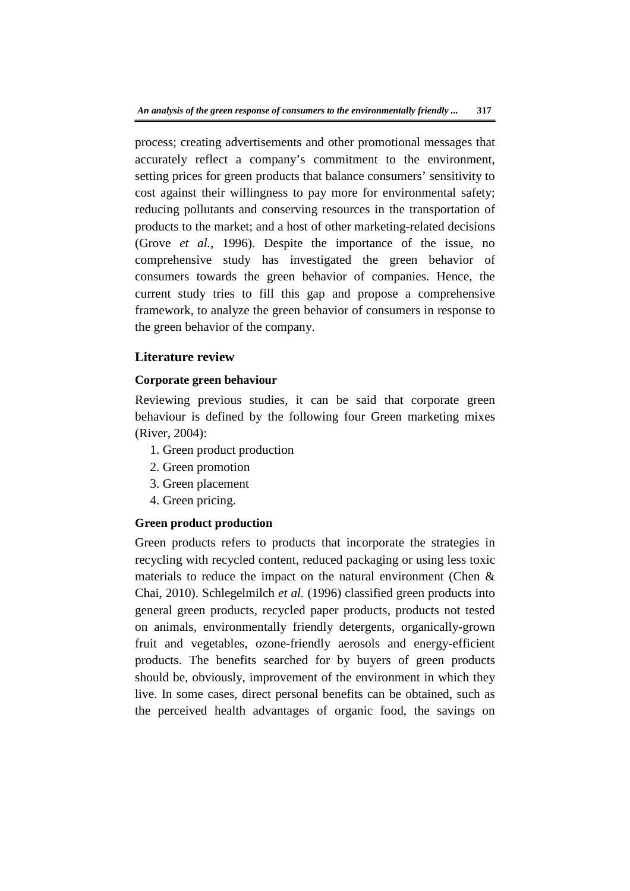process; creating advertisements and other promotional messages that accurately reflect a company's commitment to the environment, setting prices for green products that balance consumers' sensitivity to cost against their willingness to pay more for environmental safety; reducing pollutants and conserving resources in the transportation of products to the market; and a host of other marketing-related decisions (Grove *et al.*, 1996). Despite the importance of the issue, no comprehensive study has investigated the green behavior of consumers towards the green behavior of companies. Hence, the current study tries to fill this gap and propose a comprehensive framework, to analyze the green behavior of consumers in response to the green behavior of the company.

## Literature review

### Corporate green behaviour

Reviewing previous studies, it can be said that corporate green behaviour is defined by the following four Green marketing mixes (River, 2004):

1. Green product production
2. Green promotion
3. Green placement
4. Green pricing.

### Green product production

Green products refers to products that incorporate the strategies in recycling with recycled content, reduced packaging or using less toxic materials to reduce the impact on the natural environment (Chen & Chai, 2010). Schlegelmilch *et al.* (1996) classified green products into general green products, recycled paper products, products not tested on animals, environmentally friendly detergents, organically-grown fruit and vegetables, ozone-friendly aerosols and energy-efficient products. The benefits searched for by buyers of green products should be, obviously, improvement of the environment in which they live. In some cases, direct personal benefits can be obtained, such as the perceived health advantages of organic food, the savings on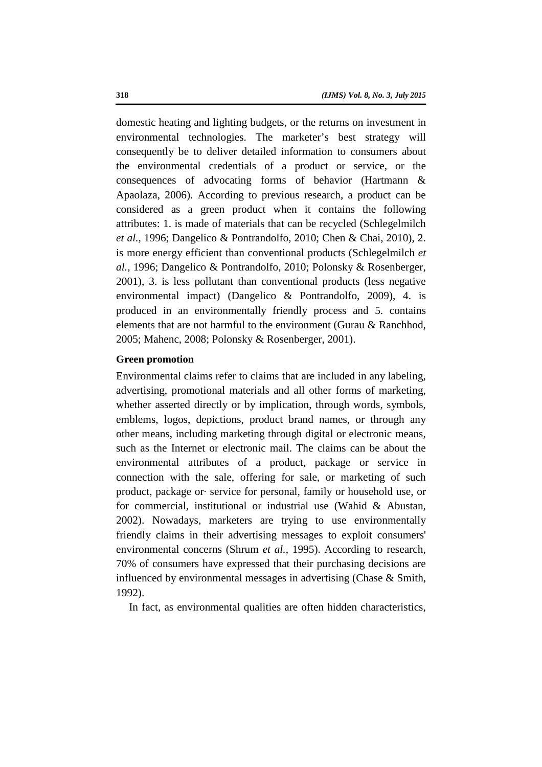domestic heating and lighting budgets, or the returns on investment in environmental technologies. The marketer's best strategy will consequently be to deliver detailed information to consumers about the environmental credentials of a product or service, or the consequences of advocating forms of behavior (Hartmann & Apaolaza, 2006). According to previous research, a product can be considered as a green product when it contains the following attributes: 1. is made of materials that can be recycled (Schlegelmilch *et al.*, 1996; Dangelico & Pontrandolfo, 2010; Chen & Chai, 2010), 2. is more energy efficient than conventional products (Schlegelmilch *et al.*, 1996; Dangelico & Pontrandolfo, 2010; Polonsky & Rosenberger, 2001), 3. is less pollutant than conventional products (less negative environmental impact) (Dangelico & Pontrandolfo, 2009), 4. is produced in an environmentally friendly process and 5. contains elements that are not harmful to the environment (Gurau & Ranchhod, 2005; Mahenc, 2008; Polonsky & Rosenberger, 2001).

**Green promotion**

Environmental claims refer to claims that are included in any labeling, advertising, promotional materials and all other forms of marketing, whether asserted directly or by implication, through words, symbols, emblems, logos, depictions, product brand names, or through any other means, including marketing through digital or electronic means, such as the Internet or electronic mail. The claims can be about the environmental attributes of a product, package or service in connection with the sale, offering for sale, or marketing of such product, package or· service for personal, family or household use, or for commercial, institutional or industrial use (Wahid & Abustan, 2002). Nowadays, marketers are trying to use environmentally friendly claims in their advertising messages to exploit consumers' environmental concerns (Shrum *et al.*, 1995). According to research, 70% of consumers have expressed that their purchasing decisions are influenced by environmental messages in advertising (Chase & Smith, 1992).

In fact, as environmental qualities are often hidden characteristics,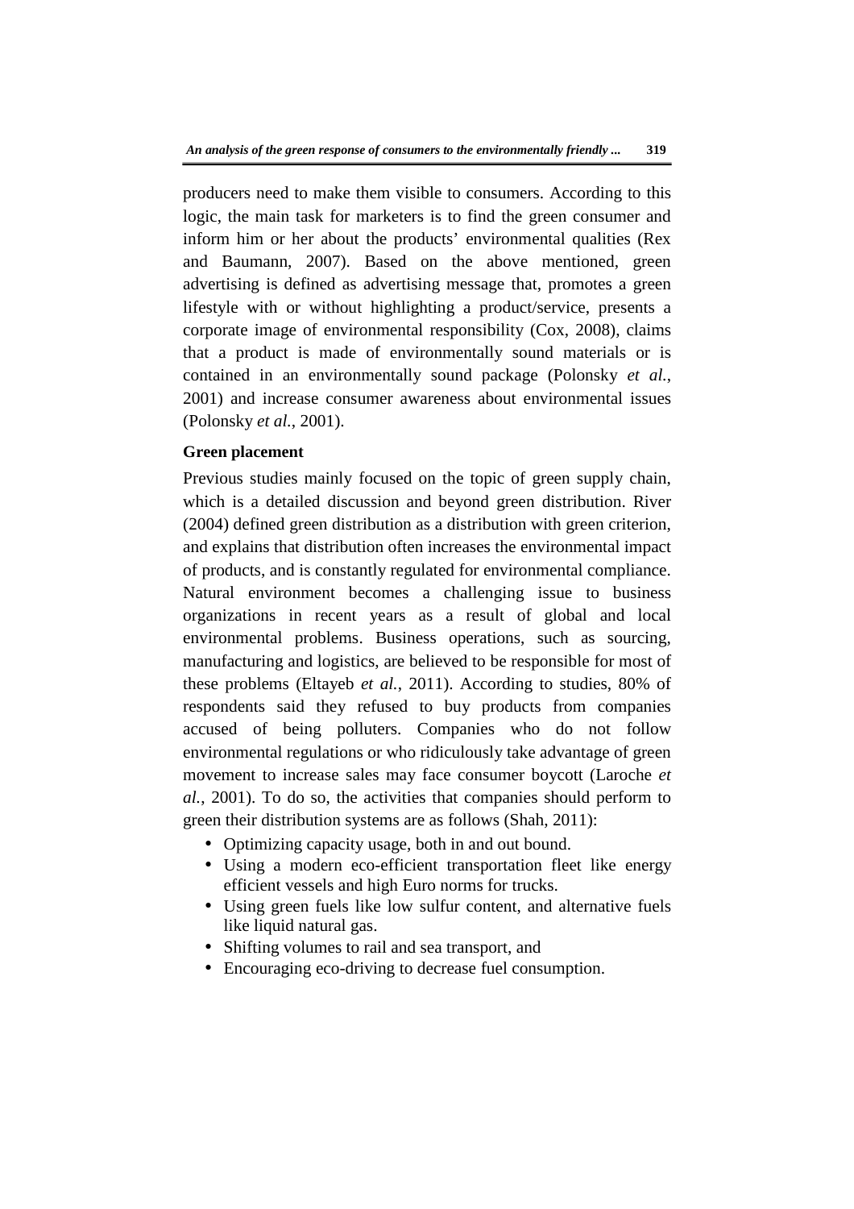producers need to make them visible to consumers. According to this logic, the main task for marketers is to find the green consumer and inform him or her about the products' environmental qualities (Rex and Baumann, 2007). Based on the above mentioned, green advertising is defined as advertising message that, promotes a green lifestyle with or without highlighting a product/service, presents a corporate image of environmental responsibility (Cox, 2008), claims that a product is made of environmentally sound materials or is contained in an environmentally sound package (Polonsky *et al.*, 2001) and increase consumer awareness about environmental issues (Polonsky *et al.*, 2001).

**Green placement**

Previous studies mainly focused on the topic of green supply chain, which is a detailed discussion and beyond green distribution. River (2004) defined green distribution as a distribution with green criterion, and explains that distribution often increases the environmental impact of products, and is constantly regulated for environmental compliance. Natural environment becomes a challenging issue to business organizations in recent years as a result of global and local environmental problems. Business operations, such as sourcing, manufacturing and logistics, are believed to be responsible for most of these problems (Eltayeb *et al.*, 2011). According to studies, 80% of respondents said they refused to buy products from companies accused of being polluters. Companies who do not follow environmental regulations or who ridiculously take advantage of green movement to increase sales may face consumer boycott (Laroche *et al.*, 2001). To do so, the activities that companies should perform to green their distribution systems are as follows (Shah, 2011):

- Optimizing capacity usage, both in and out bound.
- Using a modern eco-efficient transportation fleet like energy efficient vessels and high Euro norms for trucks.
- Using green fuels like low sulfur content, and alternative fuels like liquid natural gas.
- Shifting volumes to rail and sea transport, and
- Encouraging eco-driving to decrease fuel consumption.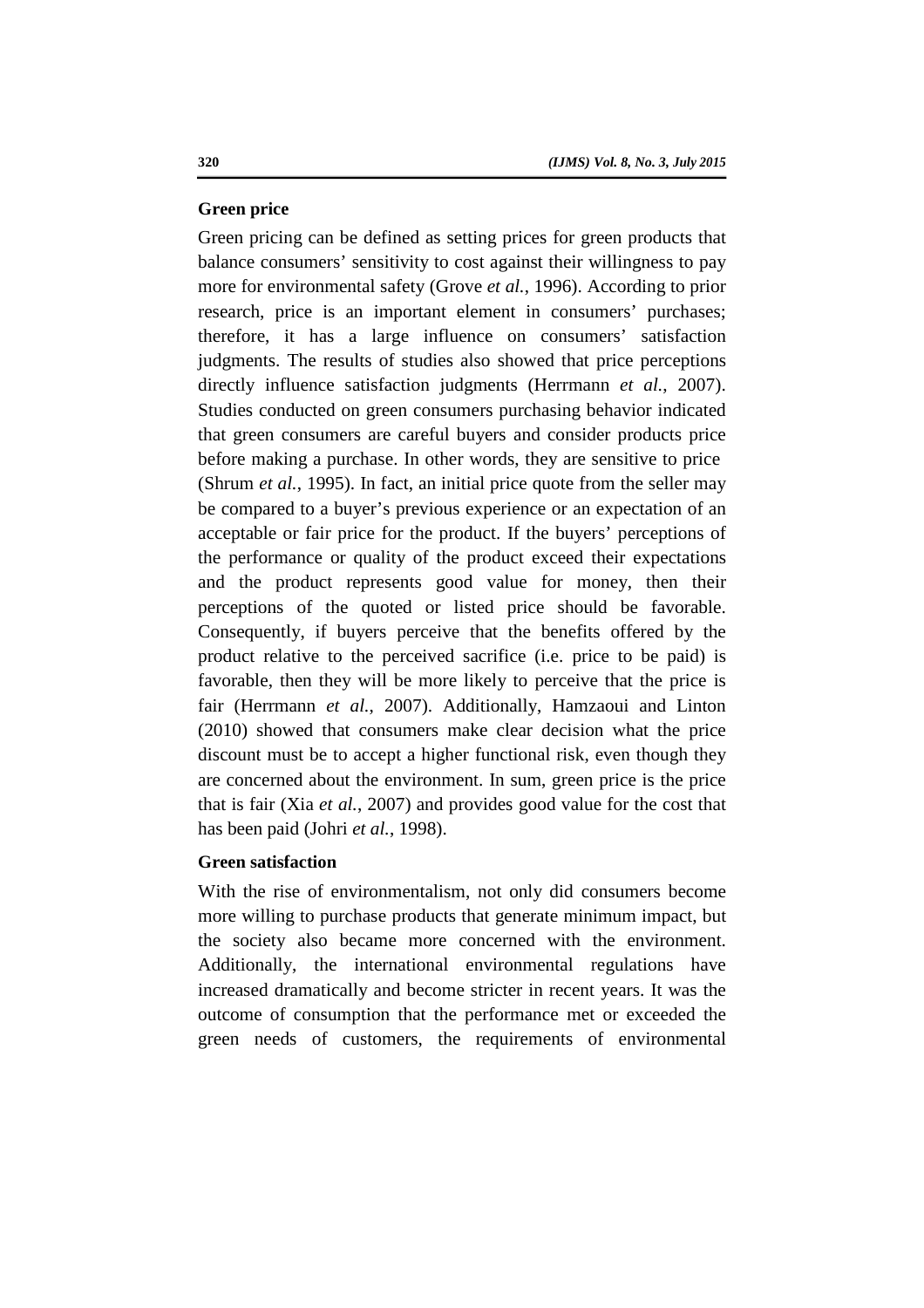**Green price**

Green pricing can be defined as setting prices for green products that balance consumers' sensitivity to cost against their willingness to pay more for environmental safety (Grove *et al.*, 1996). According to prior research, price is an important element in consumers' purchases; therefore, it has a large influence on consumers' satisfaction judgments. The results of studies also showed that price perceptions directly influence satisfaction judgments (Herrmann *et al.*, 2007). Studies conducted on green consumers purchasing behavior indicated that green consumers are careful buyers and consider products price before making a purchase. In other words, they are sensitive to price (Shrum *et al.*, 1995). In fact, an initial price quote from the seller may be compared to a buyer's previous experience or an expectation of an acceptable or fair price for the product. If the buyers' perceptions of the performance or quality of the product exceed their expectations and the product represents good value for money, then their perceptions of the quoted or listed price should be favorable. Consequently, if buyers perceive that the benefits offered by the product relative to the perceived sacrifice (i.e. price to be paid) is favorable, then they will be more likely to perceive that the price is fair (Herrmann *et al.*, 2007). Additionally, Hamzaoui and Linton (2010) showed that consumers make clear decision what the price discount must be to accept a higher functional risk, even though they are concerned about the environment. In sum, green price is the price that is fair (Xia *et al.*, 2007) and provides good value for the cost that has been paid (Johri *et al.*, 1998).

**Green satisfaction**

With the rise of environmentalism, not only did consumers become more willing to purchase products that generate minimum impact, but the society also became more concerned with the environment. Additionally, the international environmental regulations have increased dramatically and become stricter in recent years. It was the outcome of consumption that the performance met or exceeded the green needs of customers, the requirements of environmental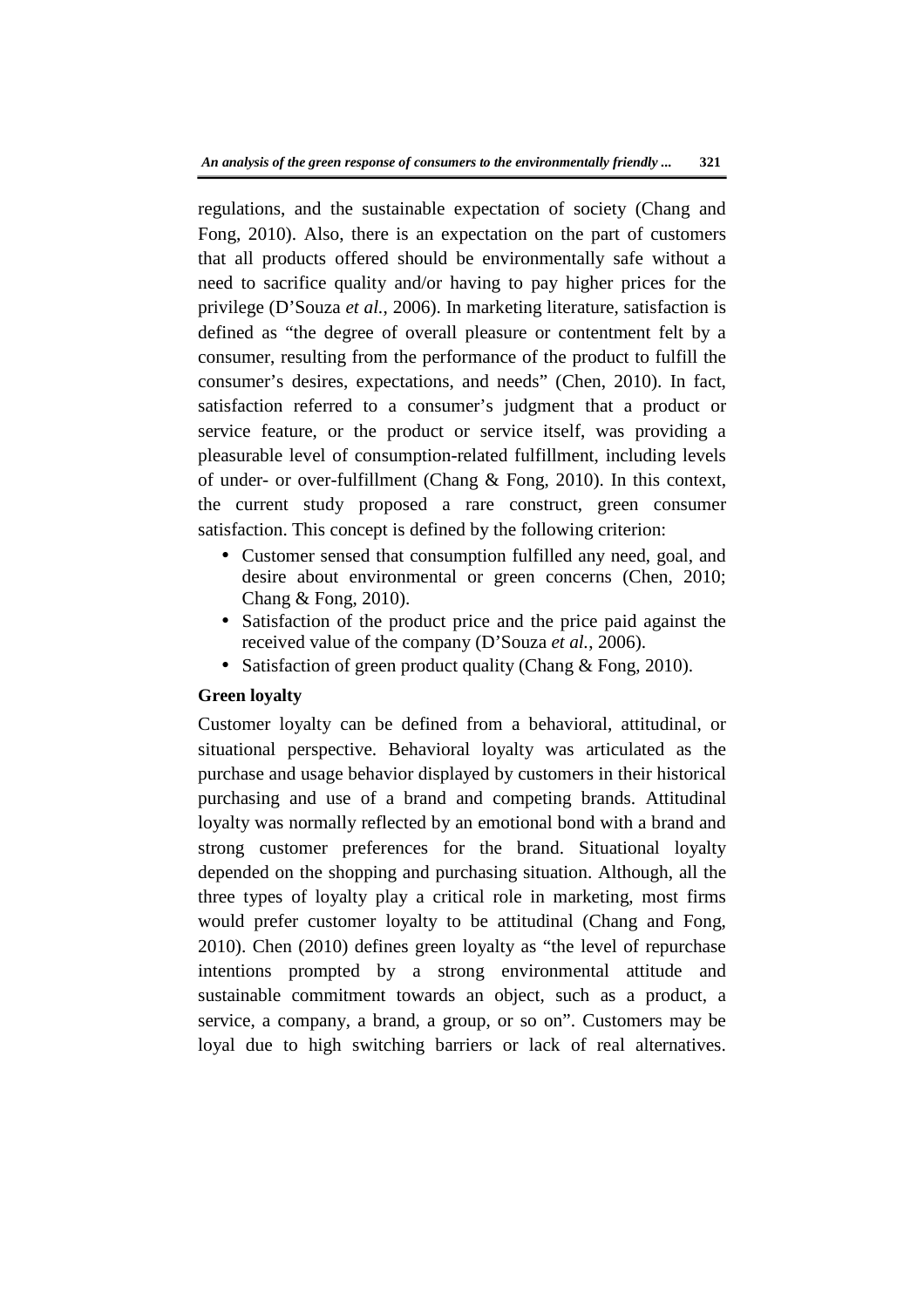regulations, and the sustainable expectation of society (Chang and Fong, 2010). Also, there is an expectation on the part of customers that all products offered should be environmentally safe without a need to sacrifice quality and/or having to pay higher prices for the privilege (D'Souza *et al.*, 2006). In marketing literature, satisfaction is defined as "the degree of overall pleasure or contentment felt by a consumer, resulting from the performance of the product to fulfill the consumer's desires, expectations, and needs" (Chen, 2010). In fact, satisfaction referred to a consumer's judgment that a product or service feature, or the product or service itself, was providing a pleasurable level of consumption-related fulfillment, including levels of under- or over-fulfillment (Chang & Fong, 2010). In this context, the current study proposed a rare construct, green consumer satisfaction. This concept is defined by the following criterion:

- Customer sensed that consumption fulfilled any need, goal, and desire about environmental or green concerns (Chen, 2010; Chang & Fong, 2010).
- Satisfaction of the product price and the price paid against the received value of the company (D'Souza *et al.*, 2006).
- Satisfaction of green product quality (Chang & Fong, 2010).

**Green loyalty**

Customer loyalty can be defined from a behavioral, attitudinal, or situational perspective. Behavioral loyalty was articulated as the purchase and usage behavior displayed by customers in their historical purchasing and use of a brand and competing brands. Attitudinal loyalty was normally reflected by an emotional bond with a brand and strong customer preferences for the brand. Situational loyalty depended on the shopping and purchasing situation. Although, all the three types of loyalty play a critical role in marketing, most firms would prefer customer loyalty to be attitudinal (Chang and Fong, 2010). Chen (2010) defines green loyalty as "the level of repurchase intentions prompted by a strong environmental attitude and sustainable commitment towards an object, such as a product, a service, a company, a brand, a group, or so on". Customers may be loyal due to high switching barriers or lack of real alternatives.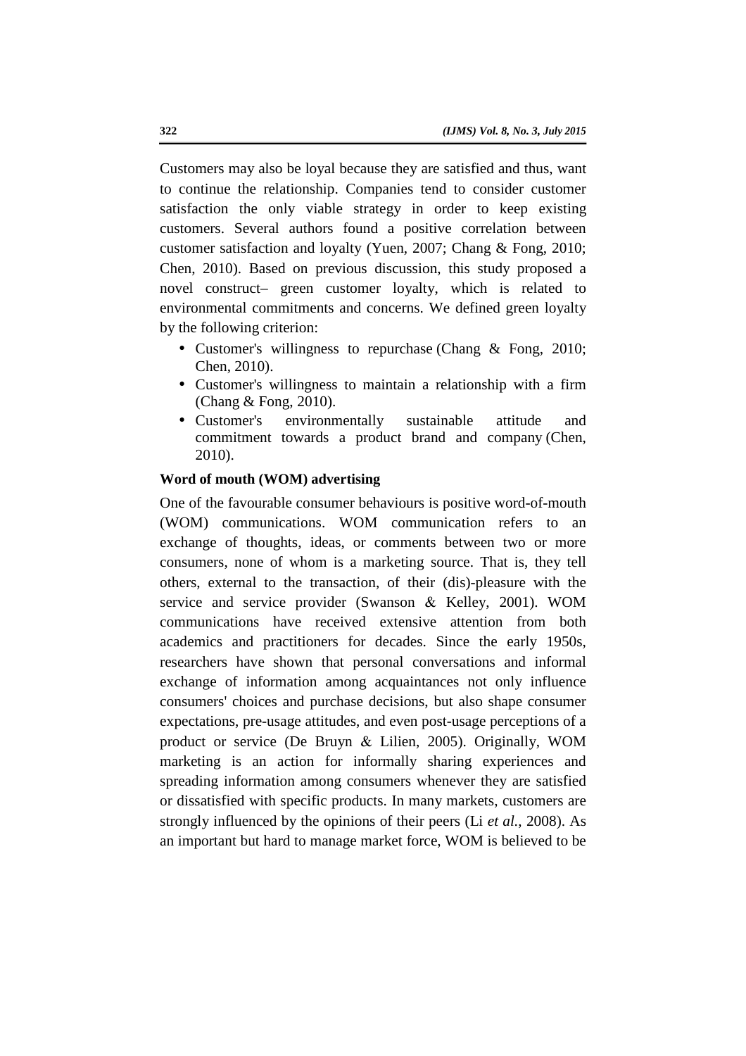Customers may also be loyal because they are satisfied and thus, want to continue the relationship. Companies tend to consider customer satisfaction the only viable strategy in order to keep existing customers. Several authors found a positive correlation between customer satisfaction and loyalty (Yuen, 2007; Chang & Fong, 2010; Chen, 2010). Based on previous discussion, this study proposed a novel construct– green customer loyalty, which is related to environmental commitments and concerns. We defined green loyalty by the following criterion:

- Customer's willingness to repurchase (Chang & Fong, 2010; Chen, 2010).
- Customer's willingness to maintain a relationship with a firm (Chang & Fong, 2010).
- Customer's environmentally sustainable attitude and commitment towards a product brand and company (Chen, 2010).

**Word of mouth (WOM) advertising**

One of the favourable consumer behaviours is positive word-of-mouth (WOM) communications. WOM communication refers to an exchange of thoughts, ideas, or comments between two or more consumers, none of whom is a marketing source. That is, they tell others, external to the transaction, of their (dis)-pleasure with the service and service provider (Swanson & Kelley, 2001). WOM communications have received extensive attention from both academics and practitioners for decades. Since the early 1950s, researchers have shown that personal conversations and informal exchange of information among acquaintances not only influence consumers' choices and purchase decisions, but also shape consumer expectations, pre-usage attitudes, and even post-usage perceptions of a product or service (De Bruyn & Lilien, 2005). Originally, WOM marketing is an action for informally sharing experiences and spreading information among consumers whenever they are satisfied or dissatisfied with specific products. In many markets, customers are strongly influenced by the opinions of their peers (Li *et al.*, 2008). As an important but hard to manage market force, WOM is believed to be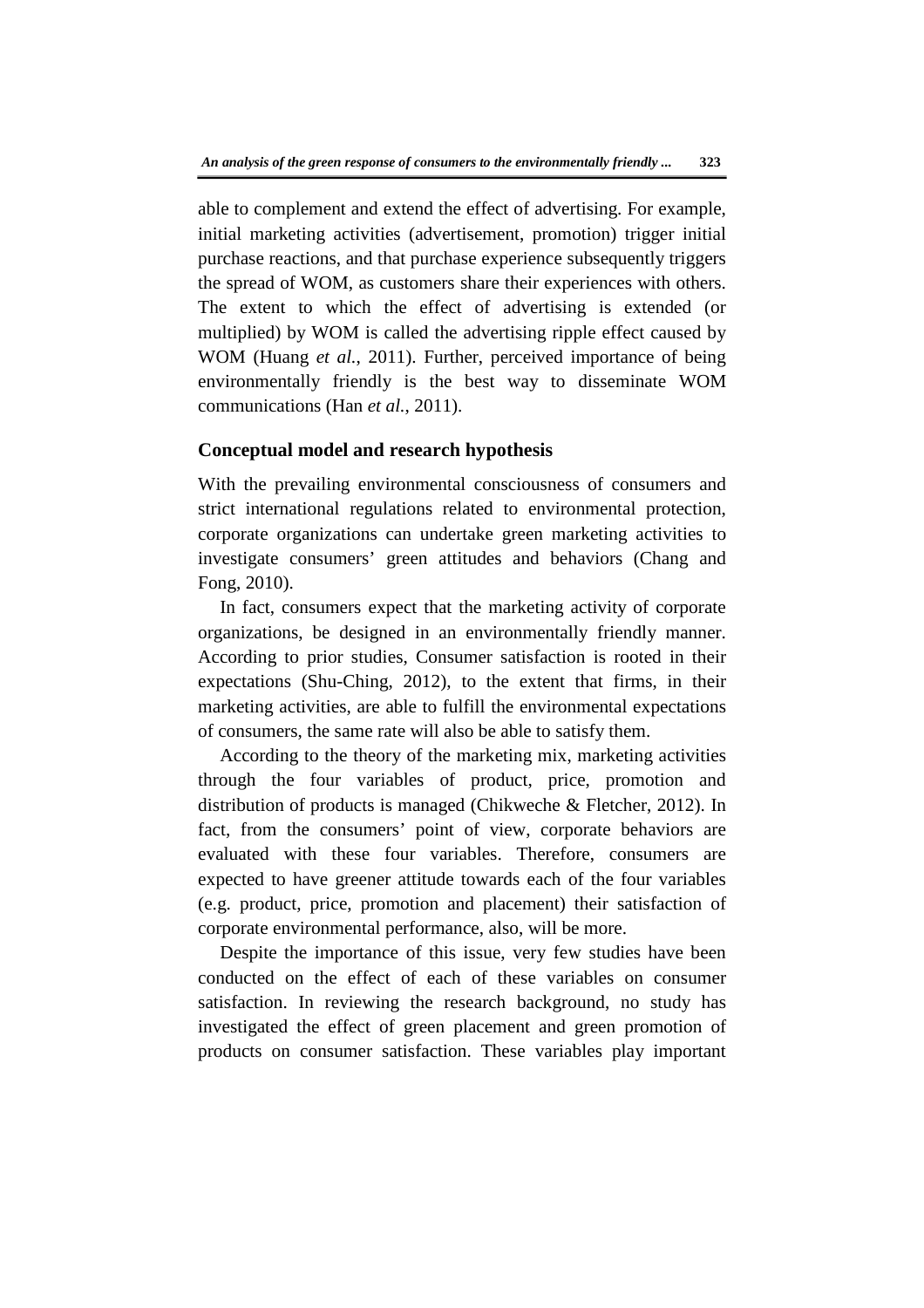able to complement and extend the effect of advertising. For example, initial marketing activities (advertisement, promotion) trigger initial purchase reactions, and that purchase experience subsequently triggers the spread of WOM, as customers share their experiences with others. The extent to which the effect of advertising is extended (or multiplied) by WOM is called the advertising ripple effect caused by WOM (Huang *et al.*, 2011). Further, perceived importance of being environmentally friendly is the best way to disseminate WOM communications (Han *et al.*, 2011).

## Conceptual model and research hypothesis

With the prevailing environmental consciousness of consumers and strict international regulations related to environmental protection, corporate organizations can undertake green marketing activities to investigate consumers' green attitudes and behaviors (Chang and Fong, 2010).

In fact, consumers expect that the marketing activity of corporate organizations, be designed in an environmentally friendly manner. According to prior studies, Consumer satisfaction is rooted in their expectations (Shu-Ching, 2012), to the extent that firms, in their marketing activities, are able to fulfill the environmental expectations of consumers, the same rate will also be able to satisfy them.

According to the theory of the marketing mix, marketing activities through the four variables of product, price, promotion and distribution of products is managed (Chikweche & Fletcher, 2012). In fact, from the consumers' point of view, corporate behaviors are evaluated with these four variables. Therefore, consumers are expected to have greener attitude towards each of the four variables (e.g. product, price, promotion and placement) their satisfaction of corporate environmental performance, also, will be more.

Despite the importance of this issue, very few studies have been conducted on the effect of each of these variables on consumer satisfaction. In reviewing the research background, no study has investigated the effect of green placement and green promotion of products on consumer satisfaction. These variables play important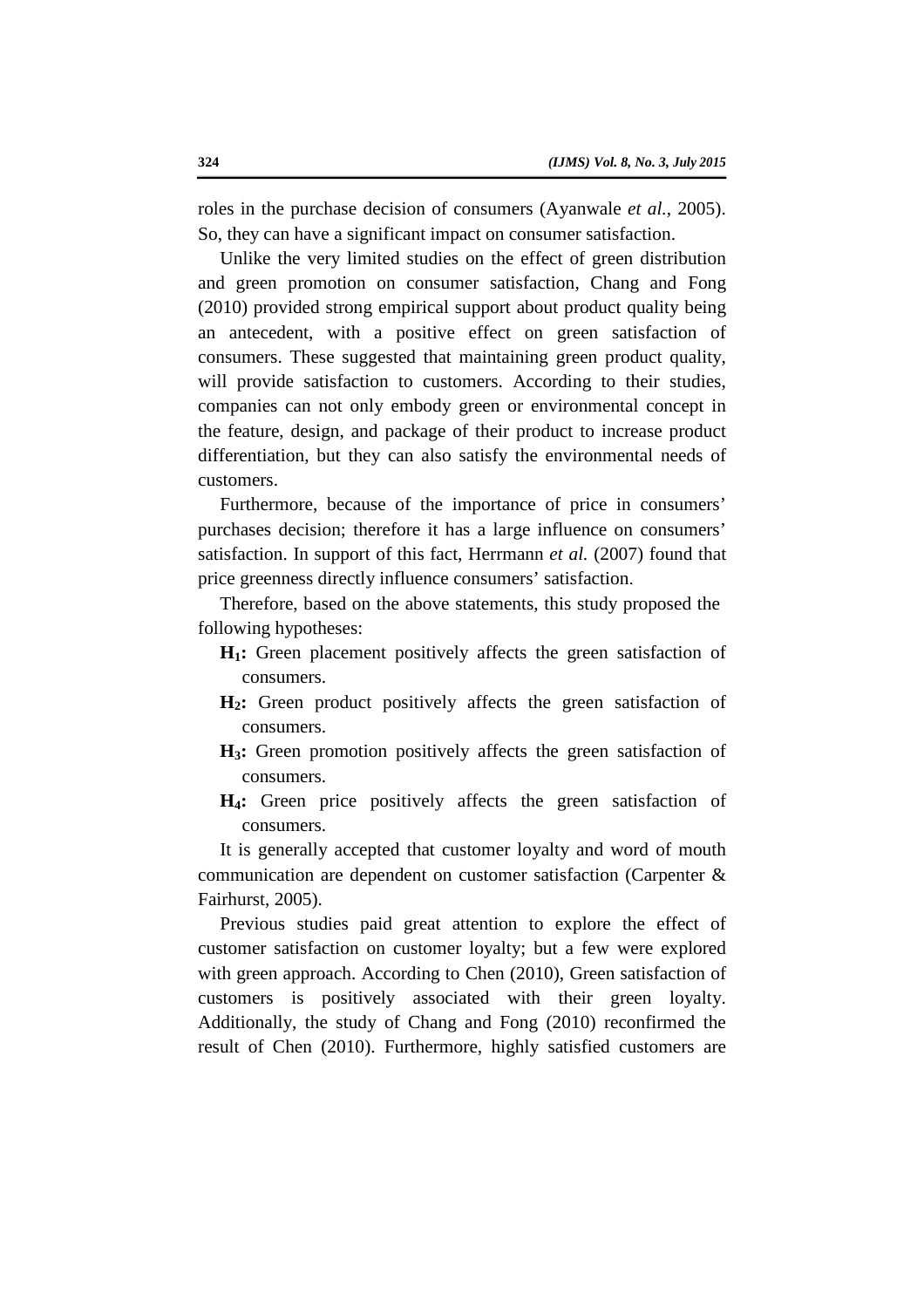roles in the purchase decision of consumers (Ayanwale *et al.*, 2005). So, they can have a significant impact on consumer satisfaction.

Unlike the very limited studies on the effect of green distribution and green promotion on consumer satisfaction, Chang and Fong (2010) provided strong empirical support about product quality being an antecedent, with a positive effect on green satisfaction of consumers. These suggested that maintaining green product quality, will provide satisfaction to customers. According to their studies, companies can not only embody green or environmental concept in the feature, design, and package of their product to increase product differentiation, but they can also satisfy the environmental needs of customers.

Furthermore, because of the importance of price in consumers' purchases decision; therefore it has a large influence on consumers' satisfaction. In support of this fact, Herrmann *et al.* (2007) found that price greenness directly influence consumers' satisfaction.

Therefore, based on the above statements, this study proposed the following hypotheses:

- **$H_1$:** Green placement positively affects the green satisfaction of consumers.
- **$H_2$:** Green product positively affects the green satisfaction of consumers.
- **$H_3$:** Green promotion positively affects the green satisfaction of consumers.
- **$H_4$:** Green price positively affects the green satisfaction of consumers.

It is generally accepted that customer loyalty and word of mouth communication are dependent on customer satisfaction (Carpenter & Fairhurst, 2005).

Previous studies paid great attention to explore the effect of customer satisfaction on customer loyalty; but a few were explored with green approach. According to Chen (2010), Green satisfaction of customers is positively associated with their green loyalty. Additionally, the study of Chang and Fong (2010) reconfirmed the result of Chen (2010). Furthermore, highly satisfied customers are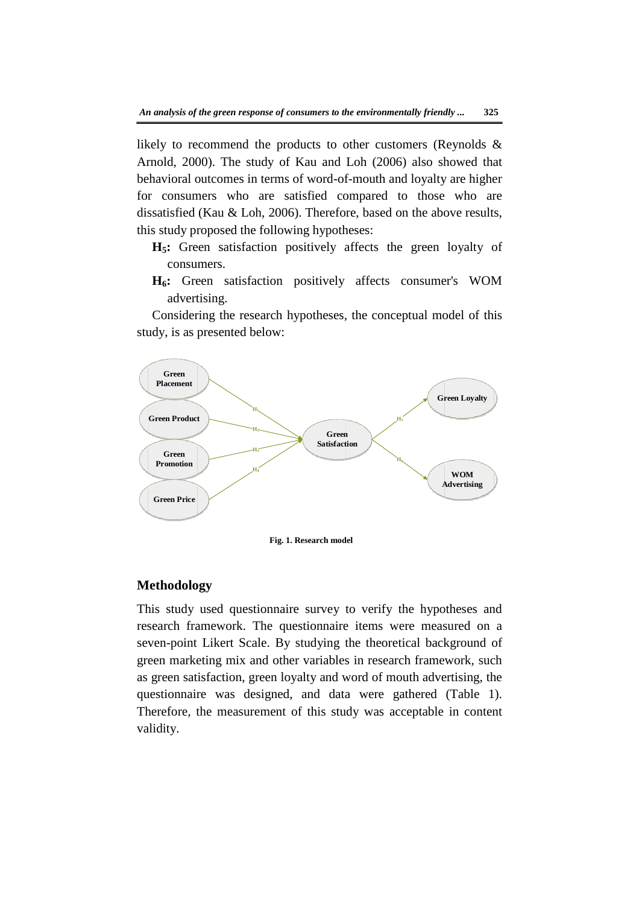likely to recommend the products to other customers (Reynolds & Arnold, 2000). The study of Kau and Loh (2006) also showed that behavioral outcomes in terms of word-of-mouth and loyalty are higher for consumers who are satisfied compared to those who are dissatisfied (Kau & Loh, 2006). Therefore, based on the above results, this study proposed the following hypotheses:

**$H_5$:** Green satisfaction positively affects the green loyalty of consumers.

**$H_6$:** Green satisfaction positively affects consumer's WOM advertising.

Considering the research hypotheses, the conceptual model of this study, is as presented below:

Green Placement, Green Product, Green Promotion, Green Price → ($H_1$, $H_2$, $H_3$, $H_4$) → Green Satisfaction → ($H_5$) Green Loyalty; ($H_6$) WOM Advertising

**Fig. 1. Research model**

## Methodology

This study used questionnaire survey to verify the hypotheses and research framework. The questionnaire items were measured on a seven-point Likert Scale. By studying the theoretical background of green marketing mix and other variables in research framework, such as green satisfaction, green loyalty and word of mouth advertising, the questionnaire was designed, and data were gathered (Table 1). Therefore, the measurement of this study was acceptable in content validity.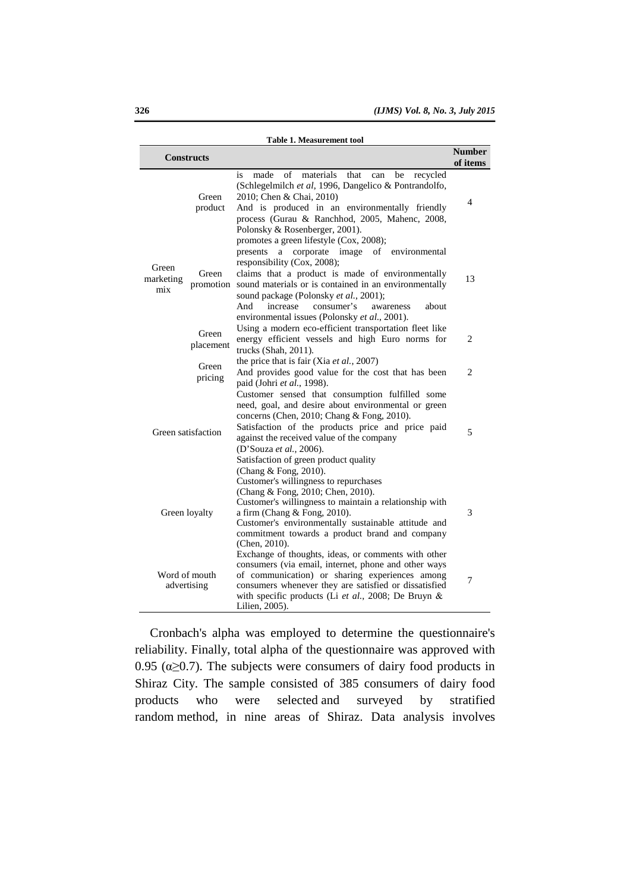**Table 1. Measurement tool**

| Constructs | | | Number of items |
|---|---|---|---|
| Green marketing mix | Green product | is made of materials that can be recycled (Schlegelmilch *et al*, 1996, Dangelico & Pontrandolfo, 2010; Chen & Chai, 2010) And is produced in an environmentally friendly process (Gurau & Ranchhod, 2005, Mahenc, 2008, Polonsky & Rosenberger, 2001). | 4 |
| | Green promotion | promotes a green lifestyle (Cox, 2008); presents a corporate image of environmental responsibility (Cox, 2008); claims that a product is made of environmentally sound materials or is contained in an environmentally sound package (Polonsky *et al.*, 2001); And increase consumer's awareness about environmental issues (Polonsky *et al.*, 2001). | 13 |
| | Green placement | Using a modern eco-efficient transportation fleet like energy efficient vessels and high Euro norms for trucks (Shah, 2011). | 2 |
| | Green pricing | the price that is fair (Xia *et al.*, 2007) And provides good value for the cost that has been paid (Johri *et al.*, 1998). | 2 |
| Green satisfaction | | Customer sensed that consumption fulfilled some need, goal, and desire about environmental or green concerns (Chen, 2010; Chang & Fong, 2010). Satisfaction of the products price and price paid against the received value of the company (D'Souza *et al.*, 2006). Satisfaction of green product quality (Chang & Fong, 2010). | 5 |
| Green loyalty | | Customer's willingness to repurchases (Chang & Fong, 2010; Chen, 2010). Customer's willingness to maintain a relationship with a firm (Chang & Fong, 2010). Customer's environmentally sustainable attitude and commitment towards a product brand and company (Chen, 2010). | 3 |
| Word of mouth advertising | | Exchange of thoughts, ideas, or comments with other consumers (via email, internet, phone and other ways of communication) or sharing experiences among consumers whenever they are satisfied or dissatisfied with specific products (Li *et al.*, 2008; De Bruyn & Lilien, 2005). | 7 |

Cronbach's alpha was employed to determine the questionnaire's reliability. Finally, total alpha of the questionnaire was approved with 0.95 ($\alpha \geq 0.7$). The subjects were consumers of dairy food products in Shiraz City. The sample consisted of 385 consumers of dairy food products who were selected and surveyed by stratified random method, in nine areas of Shiraz. Data analysis involves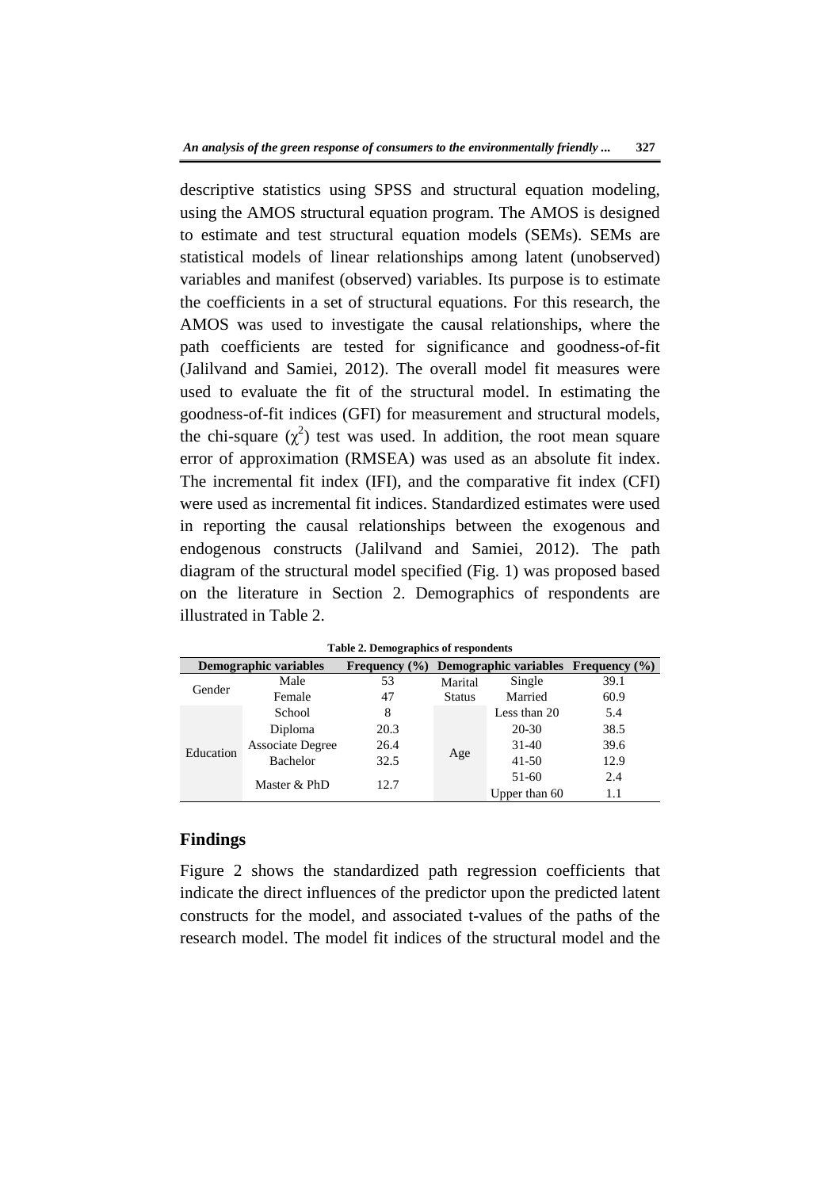descriptive statistics using SPSS and structural equation modeling, using the AMOS structural equation program. The AMOS is designed to estimate and test structural equation models (SEMs). SEMs are statistical models of linear relationships among latent (unobserved) variables and manifest (observed) variables. Its purpose is to estimate the coefficients in a set of structural equations. For this research, the AMOS was used to investigate the causal relationships, where the path coefficients are tested for significance and goodness-of-fit (Jalilvand and Samiei, 2012). The overall model fit measures were used to evaluate the fit of the structural model. In estimating the goodness-of-fit indices (GFI) for measurement and structural models, the chi-square ($\chi^2$) test was used. In addition, the root mean square error of approximation (RMSEA) was used as an absolute fit index. The incremental fit index (IFI), and the comparative fit index (CFI) were used as incremental fit indices. Standardized estimates were used in reporting the causal relationships between the exogenous and endogenous constructs (Jalilvand and Samiei, 2012). The path diagram of the structural model specified (Fig. 1) was proposed based on the literature in Section 2. Demographics of respondents are illustrated in Table 2.

**Table 2. Demographics of respondents**

| Demographic variables | | Frequency (%) | Demographic variables | | Frequency (%) |
|---|---|---|---|---|---|
| Gender | Male | 53 | Marital Status | Single | 39.1 |
| | Female | 47 | | Married | 60.9 |
| Education | School | 8 | Age | Less than 20 | 5.4 |
| | Diploma | 20.3 | | 20-30 | 38.5 |
| | Associate Degree | 26.4 | | 31-40 | 39.6 |
| | Bachelor | 32.5 | | 41-50 | 12.9 |
| | Master & PhD | 12.7 | | 51-60 | 2.4 |
| | | | | Upper than 60 | 1.1 |

## Findings

Figure 2 shows the standardized path regression coefficients that indicate the direct influences of the predictor upon the predicted latent constructs for the model, and associated t-values of the paths of the research model. The model fit indices of the structural model and the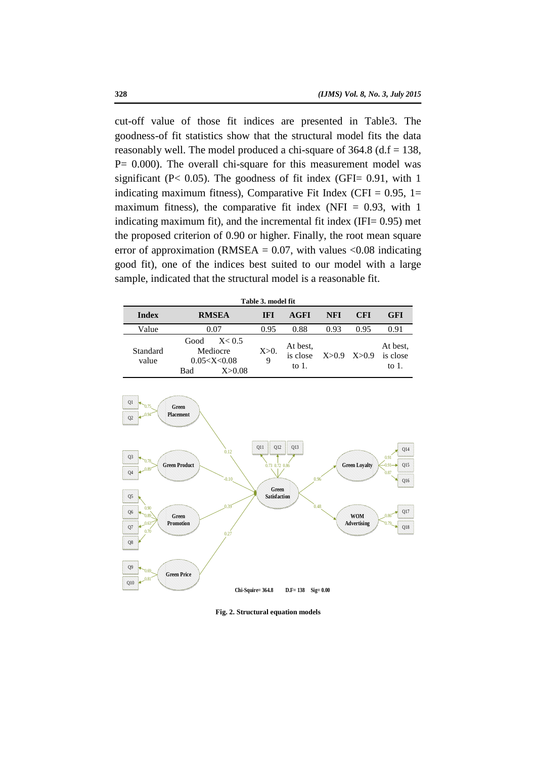cut-off value of those fit indices are presented in Table3. The goodness-of fit statistics show that the structural model fits the data reasonably well. The model produced a chi-square of 364.8 (d.f = 138, P= 0.000). The overall chi-square for this measurement model was significant (P< 0.05). The goodness of fit index (GFI= 0.91, with 1 indicating maximum fitness), Comparative Fit Index (CFI = 0.95, 1= maximum fitness), the comparative fit index (NFI = 0.93, with 1 indicating maximum fit), and the incremental fit index (IFI= 0.95) met the proposed criterion of 0.90 or higher. Finally, the root mean square error of approximation (RMSEA = 0.07, with values <0.08 indicating good fit), one of the indices best suited to our model with a large sample, indicated that the structural model is a reasonable fit.

**Table 3. model fit**

| Index | RMSEA | IFI | AGFI | NFI | CFI | GFI |
|---|---|---|---|---|---|---|
| Value | 0.07 | 0.95 | 0.88 | 0.93 | 0.95 | 0.91 |
| Standard value | Good X< 0.5<br>Mediocre 0.05<X<0.08<br>Bad X>0.08 | X>0.9 | At best, is close to 1. | X>0.9 | X>0.9 | At best, is close to 1. |

**Fig. 2. Structural equation models**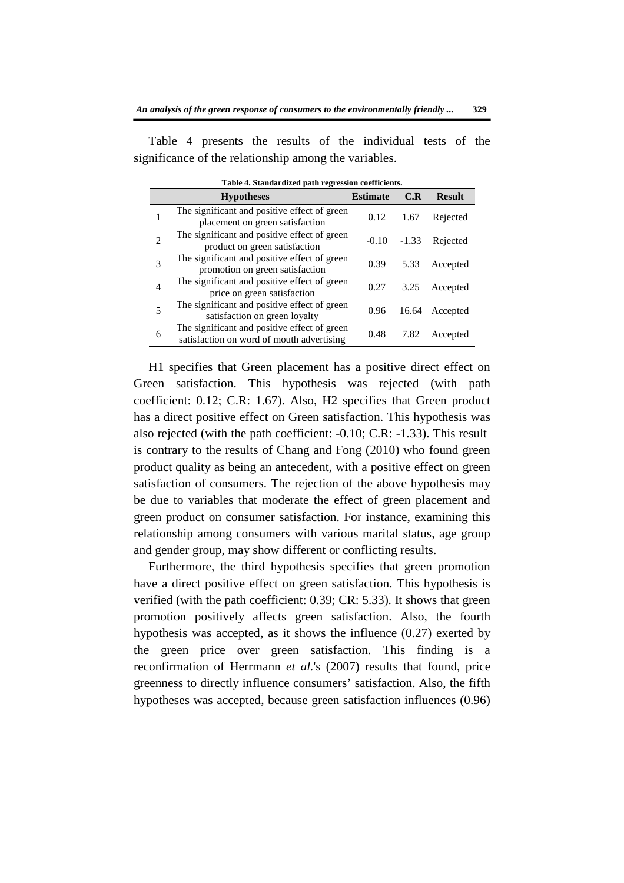Table 4 presents the results of the individual tests of the significance of the relationship among the variables.

**Table 4. Standardized path regression coefficients.**

| | Hypotheses | Estimate | C.R | Result |
|---|---|---|---|---|
| 1 | The significant and positive effect of green placement on green satisfaction | 0.12 | 1.67 | Rejected |
| 2 | The significant and positive effect of green product on green satisfaction | -0.10 | -1.33 | Rejected |
| 3 | The significant and positive effect of green promotion on green satisfaction | 0.39 | 5.33 | Accepted |
| 4 | The significant and positive effect of green price on green satisfaction | 0.27 | 3.25 | Accepted |
| 5 | The significant and positive effect of green satisfaction on green loyalty | 0.96 | 16.64 | Accepted |
| 6 | The significant and positive effect of green satisfaction on word of mouth advertising | 0.48 | 7.82 | Accepted |

H1 specifies that Green placement has a positive direct effect on Green satisfaction. This hypothesis was rejected (with path coefficient: 0.12; C.R: 1.67). Also, H2 specifies that Green product has a direct positive effect on Green satisfaction. This hypothesis was also rejected (with the path coefficient: -0.10; C.R: -1.33). This result is contrary to the results of Chang and Fong (2010) who found green product quality as being an antecedent, with a positive effect on green satisfaction of consumers. The rejection of the above hypothesis may be due to variables that moderate the effect of green placement and green product on consumer satisfaction. For instance, examining this relationship among consumers with various marital status, age group and gender group, may show different or conflicting results.

Furthermore, the third hypothesis specifies that green promotion have a direct positive effect on green satisfaction. This hypothesis is verified (with the path coefficient: 0.39; CR: 5.33). It shows that green promotion positively affects green satisfaction. Also, the fourth hypothesis was accepted, as it shows the influence (0.27) exerted by the green price over green satisfaction. This finding is a reconfirmation of Herrmann *et al.*'s (2007) results that found, price greenness to directly influence consumers' satisfaction. Also, the fifth hypotheses was accepted, because green satisfaction influences (0.96)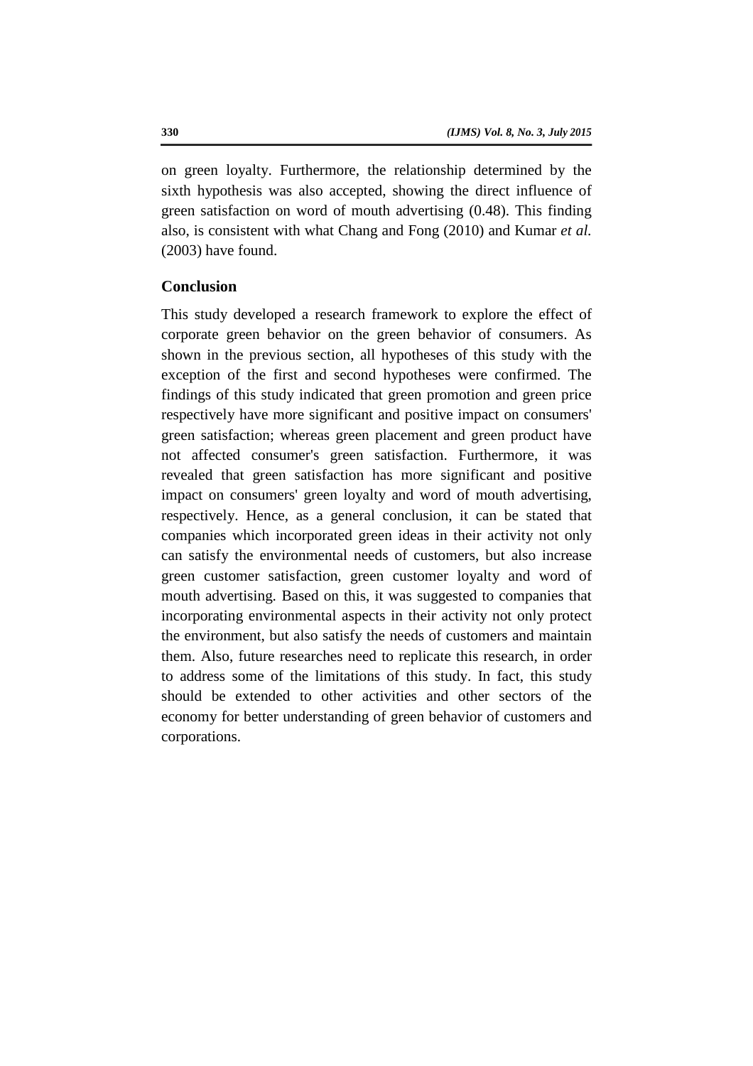on green loyalty. Furthermore, the relationship determined by the sixth hypothesis was also accepted, showing the direct influence of green satisfaction on word of mouth advertising (0.48). This finding also, is consistent with what Chang and Fong (2010) and Kumar *et al.* (2003) have found.

## Conclusion

This study developed a research framework to explore the effect of corporate green behavior on the green behavior of consumers. As shown in the previous section, all hypotheses of this study with the exception of the first and second hypotheses were confirmed. The findings of this study indicated that green promotion and green price respectively have more significant and positive impact on consumers' green satisfaction; whereas green placement and green product have not affected consumer's green satisfaction. Furthermore, it was revealed that green satisfaction has more significant and positive impact on consumers' green loyalty and word of mouth advertising, respectively. Hence, as a general conclusion, it can be stated that companies which incorporated green ideas in their activity not only can satisfy the environmental needs of customers, but also increase green customer satisfaction, green customer loyalty and word of mouth advertising. Based on this, it was suggested to companies that incorporating environmental aspects in their activity not only protect the environment, but also satisfy the needs of customers and maintain them. Also, future researches need to replicate this research, in order to address some of the limitations of this study. In fact, this study should be extended to other activities and other sectors of the economy for better understanding of green behavior of customers and corporations.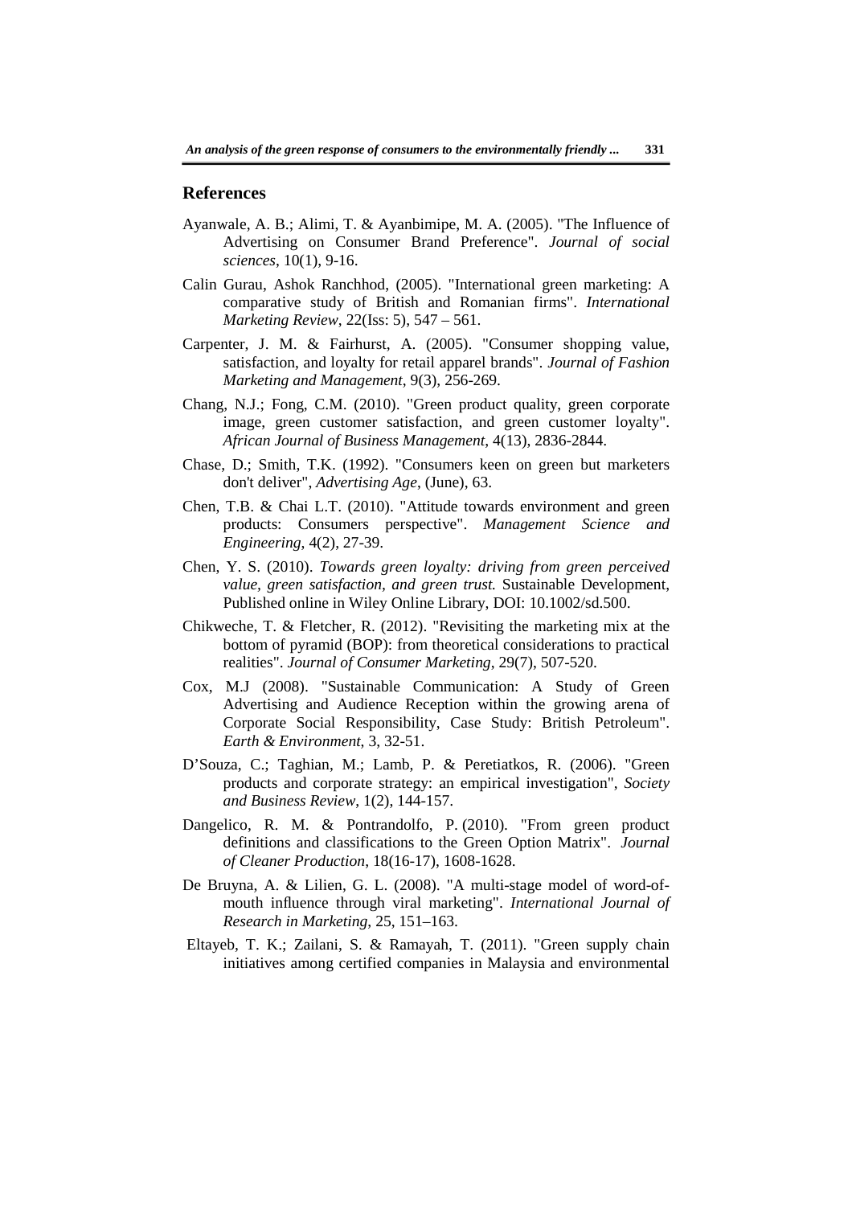## References

Ayanwale, A. B.; Alimi, T. & Ayanbimipe, M. A. (2005). "The Influence of Advertising on Consumer Brand Preference". *Journal of social sciences*, 10(1), 9-16.

Calin Gurau, Ashok Ranchhod, (2005). "International green marketing: A comparative study of British and Romanian firms". *International Marketing Review*, 22(Iss: 5), 547 – 561.

Carpenter, J. M. & Fairhurst, A. (2005). "Consumer shopping value, satisfaction, and loyalty for retail apparel brands". *Journal of Fashion Marketing and Management*, 9(3), 256-269.

Chang, N.J.; Fong, C.M. (2010). "Green product quality, green corporate image, green customer satisfaction, and green customer loyalty". *African Journal of Business Management*, 4(13), 2836-2844.

Chase, D.; Smith, T.K. (1992). "Consumers keen on green but marketers don't deliver", *Advertising Age*, (June), 63.

Chen, T.B. & Chai L.T. (2010). "Attitude towards environment and green products: Consumers perspective". *Management Science and Engineering*, 4(2), 27-39.

Chen, Y. S. (2010). *Towards green loyalty: driving from green perceived value, green satisfaction, and green trust.* Sustainable Development, Published online in Wiley Online Library, DOI: 10.1002/sd.500.

Chikweche, T. & Fletcher, R. (2012). "Revisiting the marketing mix at the bottom of pyramid (BOP): from theoretical considerations to practical realities". *Journal of Consumer Marketing*, 29(7), 507-520.

Cox, M.J (2008). "Sustainable Communication: A Study of Green Advertising and Audience Reception within the growing arena of Corporate Social Responsibility, Case Study: British Petroleum". *Earth & Environment*, 3, 32-51.

D'Souza, C.; Taghian, M.; Lamb, P. & Peretiatkos, R. (2006). "Green products and corporate strategy: an empirical investigation", *Society and Business Review*, 1(2), 144-157.

Dangelico, R. M. & Pontrandolfo, P. (2010). "From green product definitions and classifications to the Green Option Matrix". *Journal of Cleaner Production*, 18(16-17), 1608-1628.

De Bruyna, A. & Lilien, G. L. (2008). "A multi-stage model of word-of-mouth influence through viral marketing". *International Journal of Research in Marketing*, 25, 151–163.

Eltayeb, T. K.; Zailani, S. & Ramayah, T. (2011). "Green supply chain initiatives among certified companies in Malaysia and environmental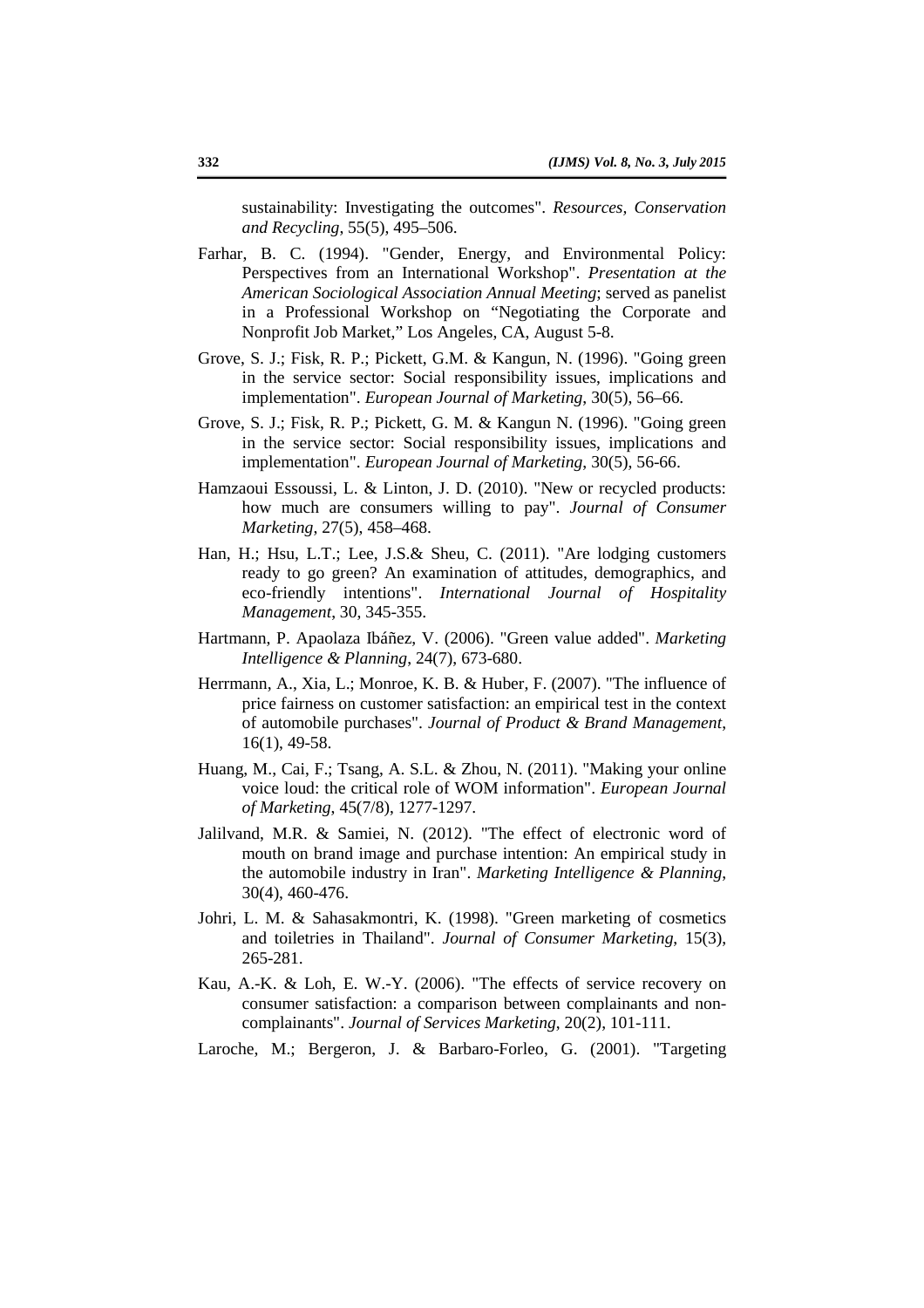sustainability: Investigating the outcomes". *Resources, Conservation and Recycling*, 55(5), 495–506.

Farhar, B. C. (1994). "Gender, Energy, and Environmental Policy: Perspectives from an International Workshop". *Presentation at the American Sociological Association Annual Meeting*; served as panelist in a Professional Workshop on "Negotiating the Corporate and Nonprofit Job Market," Los Angeles, CA, August 5-8.

Grove, S. J.; Fisk, R. P.; Pickett, G.M. & Kangun, N. (1996). "Going green in the service sector: Social responsibility issues, implications and implementation". *European Journal of Marketing*, 30(5), 56–66.

Grove, S. J.; Fisk, R. P.; Pickett, G. M. & Kangun N. (1996). "Going green in the service sector: Social responsibility issues, implications and implementation". *European Journal of Marketing*, 30(5), 56-66.

Hamzaoui Essoussi, L. & Linton, J. D. (2010). "New or recycled products: how much are consumers willing to pay". *Journal of Consumer Marketing*, 27(5), 458–468.

Han, H.; Hsu, L.T.; Lee, J.S.& Sheu, C. (2011). "Are lodging customers ready to go green? An examination of attitudes, demographics, and eco-friendly intentions". *International Journal of Hospitality Management*, 30, 345-355.

Hartmann, P. Apaolaza Ibáñez, V. (2006). "Green value added". *Marketing Intelligence & Planning*, 24(7), 673-680.

Herrmann, A., Xia, L.; Monroe, K. B. & Huber, F. (2007). "The influence of price fairness on customer satisfaction: an empirical test in the context of automobile purchases". *Journal of Product & Brand Management*, 16(1), 49-58.

Huang, M., Cai, F.; Tsang, A. S.L. & Zhou, N. (2011). "Making your online voice loud: the critical role of WOM information". *European Journal of Marketing*, 45(7/8), 1277-1297.

Jalilvand, M.R. & Samiei, N. (2012). "The effect of electronic word of mouth on brand image and purchase intention: An empirical study in the automobile industry in Iran". *Marketing Intelligence & Planning*, 30(4), 460-476.

Johri, L. M. & Sahasakmontri, K. (1998). "Green marketing of cosmetics and toiletries in Thailand". *Journal of Consumer Marketing*, 15(3), 265-281.

Kau, A.-K. & Loh, E. W.-Y. (2006). "The effects of service recovery on consumer satisfaction: a comparison between complainants and non-complainants". *Journal of Services Marketing*, 20(2), 101-111.

Laroche, M.; Bergeron, J. & Barbaro-Forleo, G. (2001). "Targeting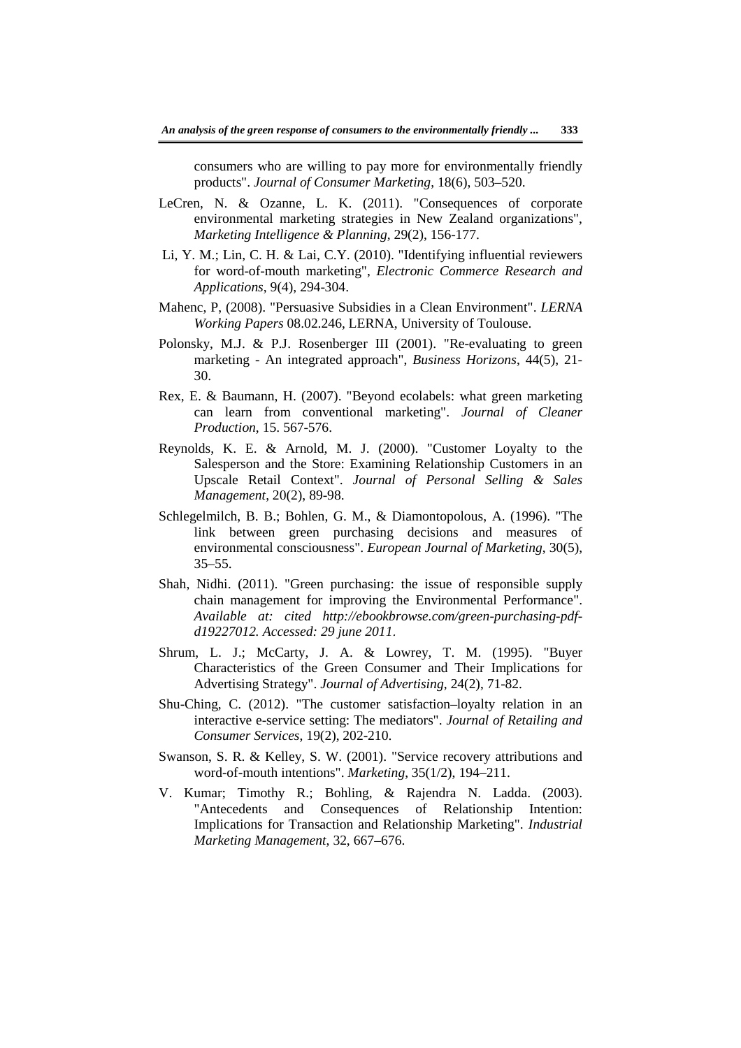consumers who are willing to pay more for environmentally friendly products". *Journal of Consumer Marketing*, 18(6), 503–520.

LeCren, N. & Ozanne, L. K. (2011). "Consequences of corporate environmental marketing strategies in New Zealand organizations", *Marketing Intelligence & Planning*, 29(2), 156-177.

Li, Y. M.; Lin, C. H. & Lai, C.Y. (2010). "Identifying influential reviewers for word-of-mouth marketing", *Electronic Commerce Research and Applications*, 9(4), 294-304.

Mahenc, P, (2008). "Persuasive Subsidies in a Clean Environment". *LERNA Working Papers* 08.02.246, LERNA, University of Toulouse.

Polonsky, M.J. & P.J. Rosenberger III (2001). "Re-evaluating to green marketing - An integrated approach", *Business Horizons*, 44(5), 21-30.

Rex, E. & Baumann, H. (2007). "Beyond ecolabels: what green marketing can learn from conventional marketing". *Journal of Cleaner Production*, 15. 567-576.

Reynolds, K. E. & Arnold, M. J. (2000). "Customer Loyalty to the Salesperson and the Store: Examining Relationship Customers in an Upscale Retail Context". *Journal of Personal Selling & Sales Management*, 20(2), 89-98.

Schlegelmilch, B. B.; Bohlen, G. M., & Diamontopolous, A. (1996). "The link between green purchasing decisions and measures of environmental consciousness". *European Journal of Marketing*, 30(5), 35–55.

Shah, Nidhi. (2011). "Green purchasing: the issue of responsible supply chain management for improving the Environmental Performance". *Available at: cited http://ebookbrowse.com/green-purchasing-pdf-d19227012. Accessed: 29 june 2011*.

Shrum, L. J.; McCarty, J. A. & Lowrey, T. M. (1995). "Buyer Characteristics of the Green Consumer and Their Implications for Advertising Strategy". *Journal of Advertising*, 24(2), 71-82.

Shu-Ching, C. (2012). "The customer satisfaction–loyalty relation in an interactive e-service setting: The mediators". *Journal of Retailing and Consumer Services*, 19(2), 202-210.

Swanson, S. R. & Kelley, S. W. (2001). "Service recovery attributions and word-of-mouth intentions". *Marketing*, 35(1/2), 194–211.

V. Kumar; Timothy R.; Bohling, & Rajendra N. Ladda. (2003). "Antecedents and Consequences of Relationship Intention: Implications for Transaction and Relationship Marketing". *Industrial Marketing Management*, 32, 667–676.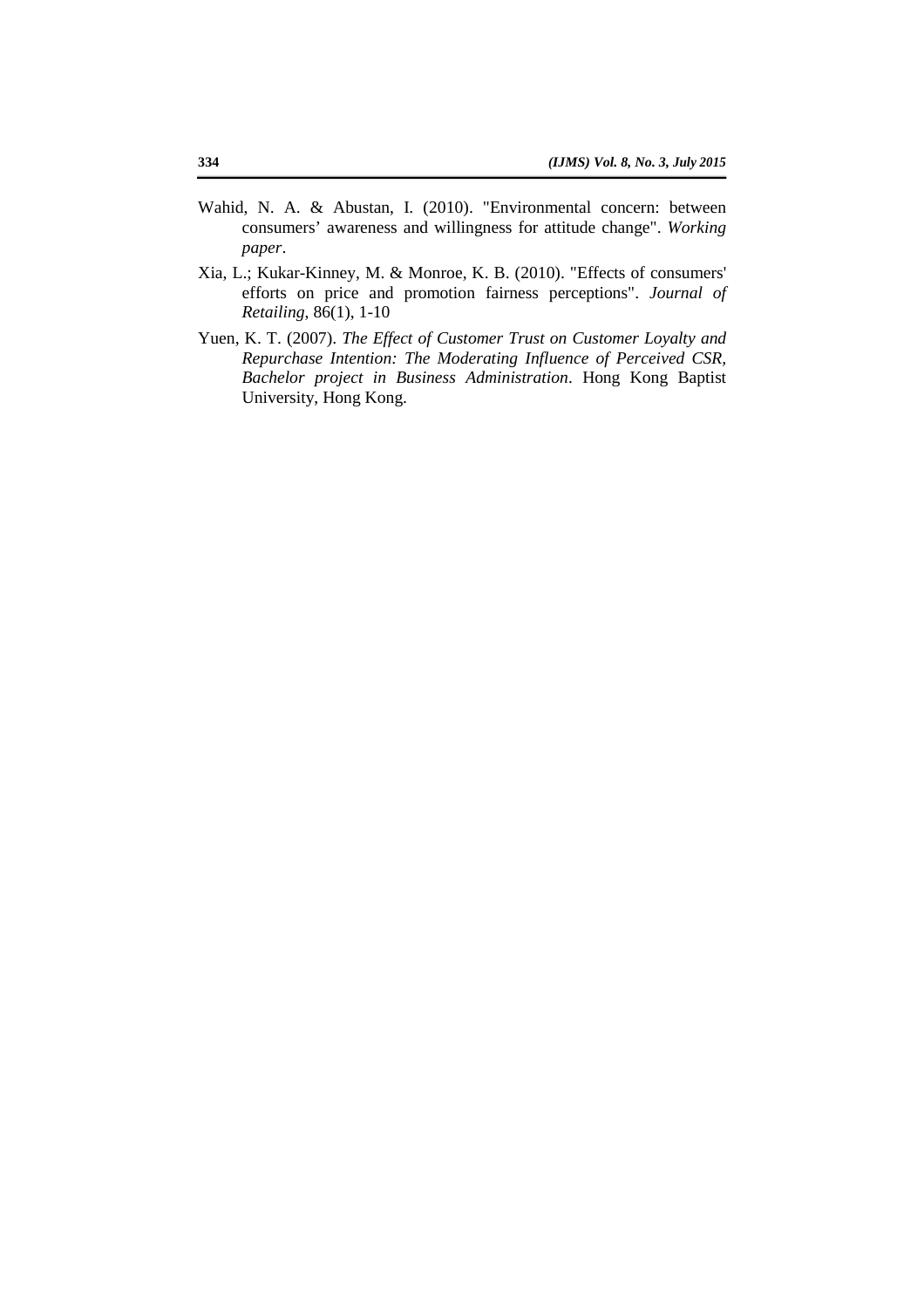Wahid, N. A. & Abustan, I. (2010). "Environmental concern: between consumers' awareness and willingness for attitude change". *Working paper*.

Xia, L.; Kukar-Kinney, M. & Monroe, K. B. (2010). "Effects of consumers' efforts on price and promotion fairness perceptions". *Journal of Retailing*, 86(1), 1-10

Yuen, K. T. (2007). *The Effect of Customer Trust on Customer Loyalty and Repurchase Intention: The Moderating Influence of Perceived CSR, Bachelor project in Business Administration*. Hong Kong Baptist University, Hong Kong.